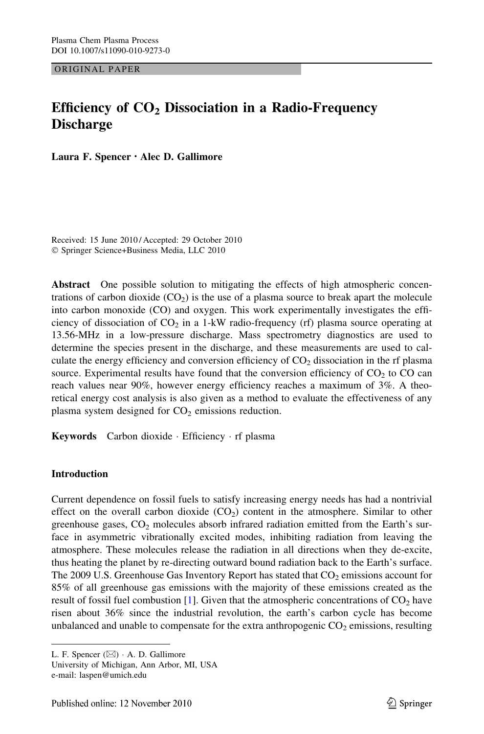ORIGINAL PAPER

# Efficiency of $CO_2$ Dissociation in a Radio-Frequency Discharge

**Laura F. Spencer · Alec D. Gallimore**

Received: 15 June 2010 / Accepted: 29 October 2010
© Springer Science+Business Media, LLC 2010

**Abstract** One possible solution to mitigating the effects of high atmospheric concentrations of carbon dioxide ($CO_2$) is the use of a plasma source to break apart the molecule into carbon monoxide (CO) and oxygen. This work experimentally investigates the efficiency of dissociation of $CO_2$ in a 1-kW radio-frequency (rf) plasma source operating at 13.56-MHz in a low-pressure discharge. Mass spectrometry diagnostics are used to determine the species present in the discharge, and these measurements are used to calculate the energy efficiency and conversion efficiency of $CO_2$ dissociation in the rf plasma source. Experimental results have found that the conversion efficiency of $CO_2$ to CO can reach values near 90%, however energy efficiency reaches a maximum of 3%. A theoretical energy cost analysis is also given as a method to evaluate the effectiveness of any plasma system designed for $CO_2$ emissions reduction.

**Keywords** Carbon dioxide · Efficiency · rf plasma

## Introduction

Current dependence on fossil fuels to satisfy increasing energy needs has had a nontrivial effect on the overall carbon dioxide ($CO_2$) content in the atmosphere. Similar to other greenhouse gases, $CO_2$ molecules absorb infrared radiation emitted from the Earth's surface in asymmetric vibrationally excited modes, inhibiting radiation from leaving the atmosphere. These molecules release the radiation in all directions when they de-excite, thus heating the planet by re-directing outward bound radiation back to the Earth's surface. The 2009 U.S. Greenhouse Gas Inventory Report has stated that $CO_2$ emissions account for 85% of all greenhouse gas emissions with the majority of these emissions created as the result of fossil fuel combustion [1]. Given that the atmospheric concentrations of $CO_2$ have risen about 36% since the industrial revolution, the earth's carbon cycle has become unbalanced and unable to compensate for the extra anthropogenic $CO_2$ emissions, resulting

---

L. F. Spencer (✉) · A. D. Gallimore
University of Michigan, Ann Arbor, MI, USA
e-mail: laspen@umich.edu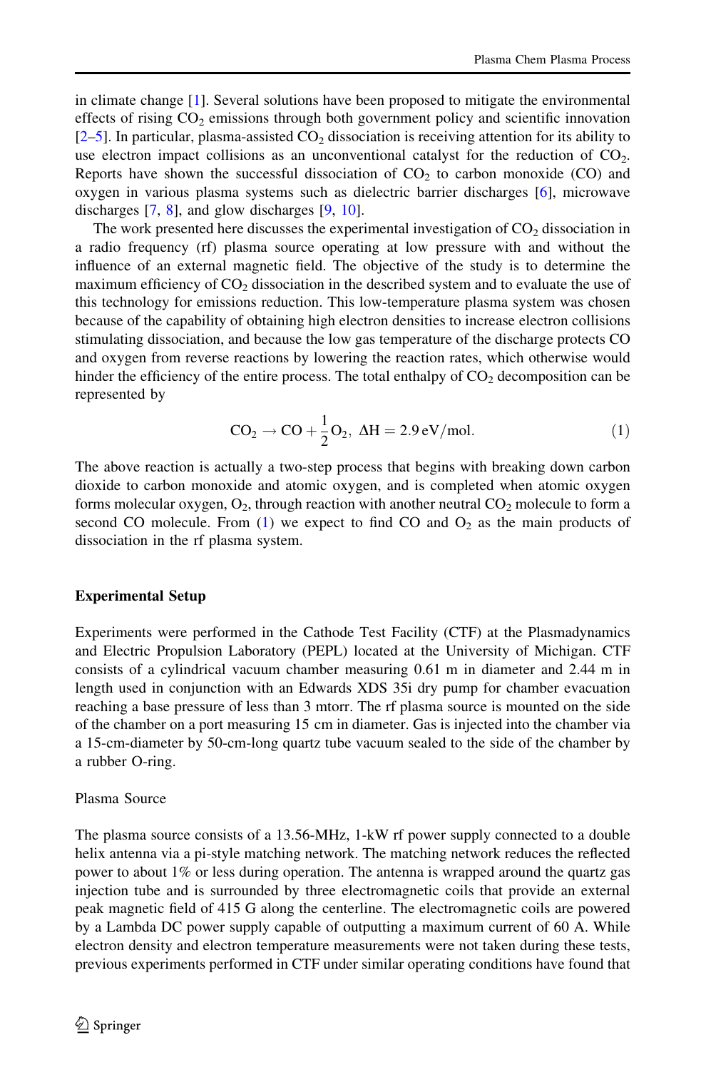in climate change [1]. Several solutions have been proposed to mitigate the environmental effects of rising $CO_2$ emissions through both government policy and scientific innovation [2–5]. In particular, plasma-assisted $CO_2$ dissociation is receiving attention for its ability to use electron impact collisions as an unconventional catalyst for the reduction of $CO_2$. Reports have shown the successful dissociation of $CO_2$ to carbon monoxide (CO) and oxygen in various plasma systems such as dielectric barrier discharges [6], microwave discharges [7, 8], and glow discharges [9, 10].

The work presented here discusses the experimental investigation of $CO_2$ dissociation in a radio frequency (rf) plasma source operating at low pressure with and without the influence of an external magnetic field. The objective of the study is to determine the maximum efficiency of $CO_2$ dissociation in the described system and to evaluate the use of this technology for emissions reduction. This low-temperature plasma system was chosen because of the capability of obtaining high electron densities to increase electron collisions stimulating dissociation, and because the low gas temperature of the discharge protects CO and oxygen from reverse reactions by lowering the reaction rates, which otherwise would hinder the efficiency of the entire process. The total enthalpy of $CO_2$ decomposition can be represented by

$$CO_2 \rightarrow CO + \frac{1}{2}O_2, \ \Delta H = 2.9\,\text{eV/mol}. \tag{1}$$

The above reaction is actually a two-step process that begins with breaking down carbon dioxide to carbon monoxide and atomic oxygen, and is completed when atomic oxygen forms molecular oxygen, $O_2$, through reaction with another neutral $CO_2$ molecule to form a second CO molecule. From (1) we expect to find CO and $O_2$ as the main products of dissociation in the rf plasma system.

## Experimental Setup

Experiments were performed in the Cathode Test Facility (CTF) at the Plasmadynamics and Electric Propulsion Laboratory (PEPL) located at the University of Michigan. CTF consists of a cylindrical vacuum chamber measuring 0.61 m in diameter and 2.44 m in length used in conjunction with an Edwards XDS 35i dry pump for chamber evacuation reaching a base pressure of less than 3 mtorr. The rf plasma source is mounted on the side of the chamber on a port measuring 15 cm in diameter. Gas is injected into the chamber via a 15-cm-diameter by 50-cm-long quartz tube vacuum sealed to the side of the chamber by a rubber O-ring.

### Plasma Source

The plasma source consists of a 13.56-MHz, 1-kW rf power supply connected to a double helix antenna via a pi-style matching network. The matching network reduces the reflected power to about 1% or less during operation. The antenna is wrapped around the quartz gas injection tube and is surrounded by three electromagnetic coils that provide an external peak magnetic field of 415 G along the centerline. The electromagnetic coils are powered by a Lambda DC power supply capable of outputting a maximum current of 60 A. While electron density and electron temperature measurements were not taken during these tests, previous experiments performed in CTF under similar operating conditions have found that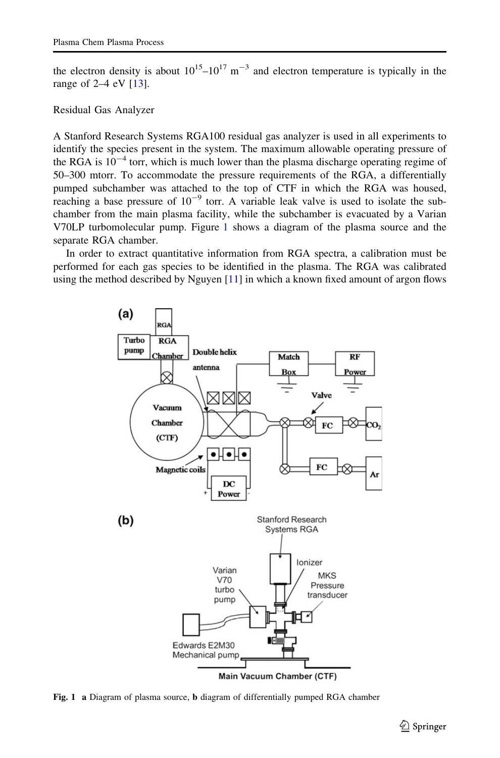the electron density is about $10^{15}$–$10^{17}$ $m^{-3}$ and electron temperature is typically in the range of 2–4 eV [13].

Residual Gas Analyzer

A Stanford Research Systems RGA100 residual gas analyzer is used in all experiments to identify the species present in the system. The maximum allowable operating pressure of the RGA is $10^{-4}$ torr, which is much lower than the plasma discharge operating regime of 50–300 mtorr. To accommodate the pressure requirements of the RGA, a differentially pumped subchamber was attached to the top of CTF in which the RGA was housed, reaching a base pressure of $10^{-9}$ torr. A variable leak valve is used to isolate the subchamber from the main plasma facility, while the subchamber is evacuated by a Varian V70LP turbomolecular pump. Figure 1 shows a diagram of the plasma source and the separate RGA chamber.

In order to extract quantitative information from RGA spectra, a calibration must be performed for each gas species to be identified in the plasma. The RGA was calibrated using the method described by Nguyen [11] in which a known fixed amount of argon flows

**Fig. 1** **a** Diagram of plasma source, **b** diagram of differentially pumped RGA chamber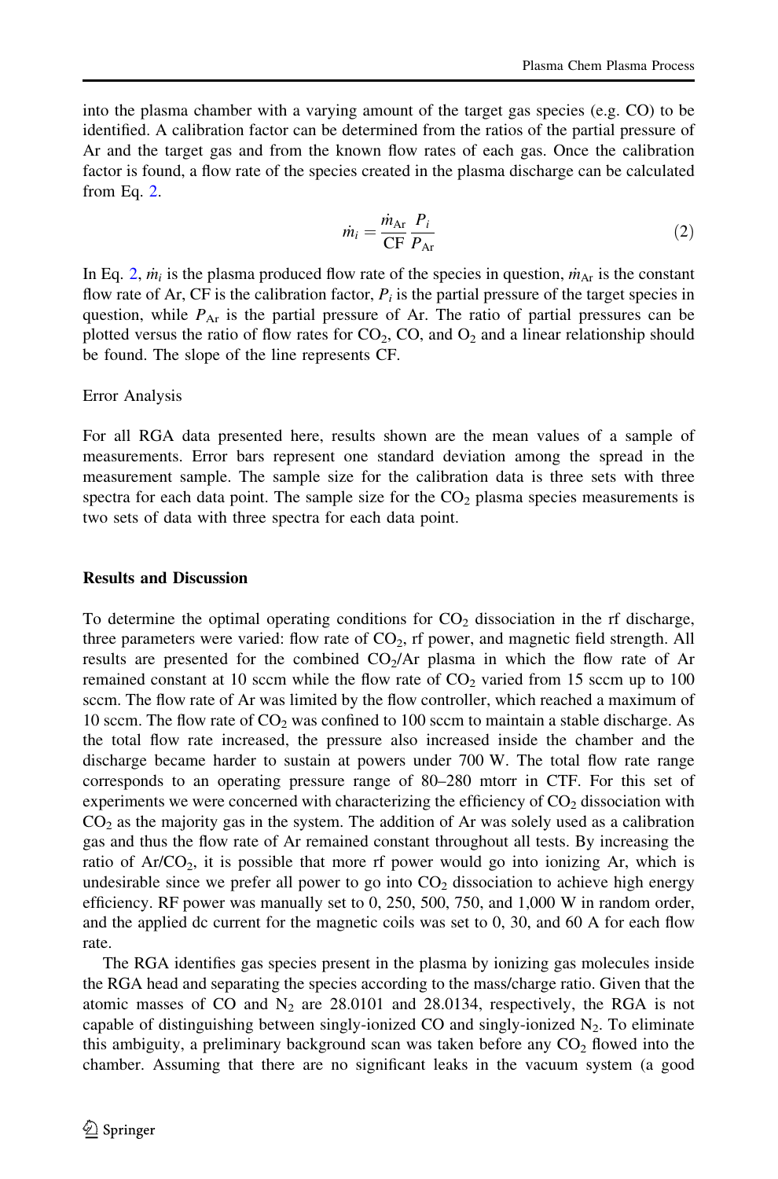into the plasma chamber with a varying amount of the target gas species (e.g. CO) to be identified. A calibration factor can be determined from the ratios of the partial pressure of Ar and the target gas and from the known flow rates of each gas. Once the calibration factor is found, a flow rate of the species created in the plasma discharge can be calculated from Eq. 2.

$$\dot{m}_i = \frac{\dot{m}_{\mathrm{Ar}}}{\mathrm{CF}} \frac{P_i}{P_{\mathrm{Ar}}} \tag{2}$$

In Eq. 2, $\dot{m}_i$ is the plasma produced flow rate of the species in question, $\dot{m}_{\mathrm{Ar}}$ is the constant flow rate of Ar, CF is the calibration factor, $P_i$ is the partial pressure of the target species in question, while $P_{\mathrm{Ar}}$ is the partial pressure of Ar. The ratio of partial pressures can be plotted versus the ratio of flow rates for $CO_2$, CO, and $O_2$ and a linear relationship should be found. The slope of the line represents CF.

### Error Analysis

For all RGA data presented here, results shown are the mean values of a sample of measurements. Error bars represent one standard deviation among the spread in the measurement sample. The sample size for the calibration data is three sets with three spectra for each data point. The sample size for the $CO_2$ plasma species measurements is two sets of data with three spectra for each data point.

## Results and Discussion

To determine the optimal operating conditions for $CO_2$ dissociation in the rf discharge, three parameters were varied: flow rate of $CO_2$, rf power, and magnetic field strength. All results are presented for the combined $CO_2$/Ar plasma in which the flow rate of Ar remained constant at 10 sccm while the flow rate of $CO_2$ varied from 15 sccm up to 100 sccm. The flow rate of Ar was limited by the flow controller, which reached a maximum of 10 sccm. The flow rate of $CO_2$ was confined to 100 sccm to maintain a stable discharge. As the total flow rate increased, the pressure also increased inside the chamber and the discharge became harder to sustain at powers under 700 W. The total flow rate range corresponds to an operating pressure range of 80–280 mtorr in CTF. For this set of experiments we were concerned with characterizing the efficiency of $CO_2$ dissociation with $CO_2$ as the majority gas in the system. The addition of Ar was solely used as a calibration gas and thus the flow rate of Ar remained constant throughout all tests. By increasing the ratio of Ar/$CO_2$, it is possible that more rf power would go into ionizing Ar, which is undesirable since we prefer all power to go into $CO_2$ dissociation to achieve high energy efficiency. RF power was manually set to 0, 250, 500, 750, and 1,000 W in random order, and the applied dc current for the magnetic coils was set to 0, 30, and 60 A for each flow rate.

The RGA identifies gas species present in the plasma by ionizing gas molecules inside the RGA head and separating the species according to the mass/charge ratio. Given that the atomic masses of CO and $N_2$ are 28.0101 and 28.0134, respectively, the RGA is not capable of distinguishing between singly-ionized CO and singly-ionized $N_2$. To eliminate this ambiguity, a preliminary background scan was taken before any $CO_2$ flowed into the chamber. Assuming that there are no significant leaks in the vacuum system (a good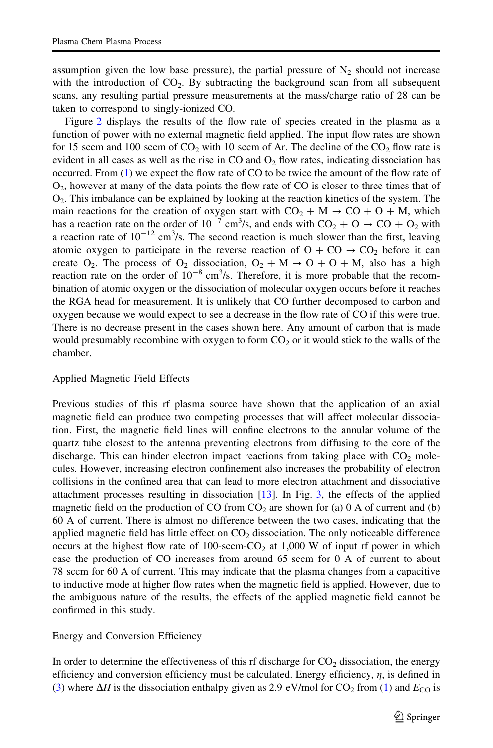assumption given the low base pressure), the partial pressure of $N_2$ should not increase with the introduction of $CO_2$. By subtracting the background scan from all subsequent scans, any resulting partial pressure measurements at the mass/charge ratio of 28 can be taken to correspond to singly-ionized CO.

Figure 2 displays the results of the flow rate of species created in the plasma as a function of power with no external magnetic field applied. The input flow rates are shown for 15 sccm and 100 sccm of $CO_2$ with 10 sccm of Ar. The decline of the $CO_2$ flow rate is evident in all cases as well as the rise in CO and $O_2$ flow rates, indicating dissociation has occurred. From (1) we expect the flow rate of CO to be twice the amount of the flow rate of $O_2$, however at many of the data points the flow rate of CO is closer to three times that of $O_2$. This imbalance can be explained by looking at the reaction kinetics of the system. The main reactions for the creation of oxygen start with $CO_2 + M \rightarrow CO + O + M$, which has a reaction rate on the order of $10^{-7}$ cm$^3$/s, and ends with $CO_2 + O \rightarrow CO + O_2$ with a reaction rate of $10^{-12}$ cm$^3$/s. The second reaction is much slower than the first, leaving atomic oxygen to participate in the reverse reaction of $O + CO \rightarrow CO_2$ before it can create $O_2$. The process of $O_2$ dissociation, $O_2 + M \rightarrow O + O + M$, also has a high reaction rate on the order of $10^{-8}$ cm$^3$/s. Therefore, it is more probable that the recombination of atomic oxygen or the dissociation of molecular oxygen occurs before it reaches the RGA head for measurement. It is unlikely that CO further decomposed to carbon and oxygen because we would expect to see a decrease in the flow rate of CO if this were true. There is no decrease present in the cases shown here. Any amount of carbon that is made would presumably recombine with oxygen to form $CO_2$ or it would stick to the walls of the chamber.

## Applied Magnetic Field Effects

Previous studies of this rf plasma source have shown that the application of an axial magnetic field can produce two competing processes that will affect molecular dissociation. First, the magnetic field lines will confine electrons to the annular volume of the quartz tube closest to the antenna preventing electrons from diffusing to the core of the discharge. This can hinder electron impact reactions from taking place with $CO_2$ molecules. However, increasing electron confinement also increases the probability of electron collisions in the confined area that can lead to more electron attachment and dissociative attachment processes resulting in dissociation [13]. In Fig. 3, the effects of the applied magnetic field on the production of CO from $CO_2$ are shown for (a) 0 A of current and (b) 60 A of current. There is almost no difference between the two cases, indicating that the applied magnetic field has little effect on $CO_2$ dissociation. The only noticeable difference occurs at the highest flow rate of 100-sccm-$CO_2$ at 1,000 W of input rf power in which case the production of CO increases from around 65 sccm for 0 A of current to about 78 sccm for 60 A of current. This may indicate that the plasma changes from a capacitive to inductive mode at higher flow rates when the magnetic field is applied. However, due to the ambiguous nature of the results, the effects of the applied magnetic field cannot be confirmed in this study.

## Energy and Conversion Efficiency

In order to determine the effectiveness of this rf discharge for $CO_2$ dissociation, the energy efficiency and conversion efficiency must be calculated. Energy efficiency, $\eta$, is defined in (3) where $\Delta H$ is the dissociation enthalpy given as 2.9 eV/mol for $CO_2$ from (1) and $E_{CO}$ is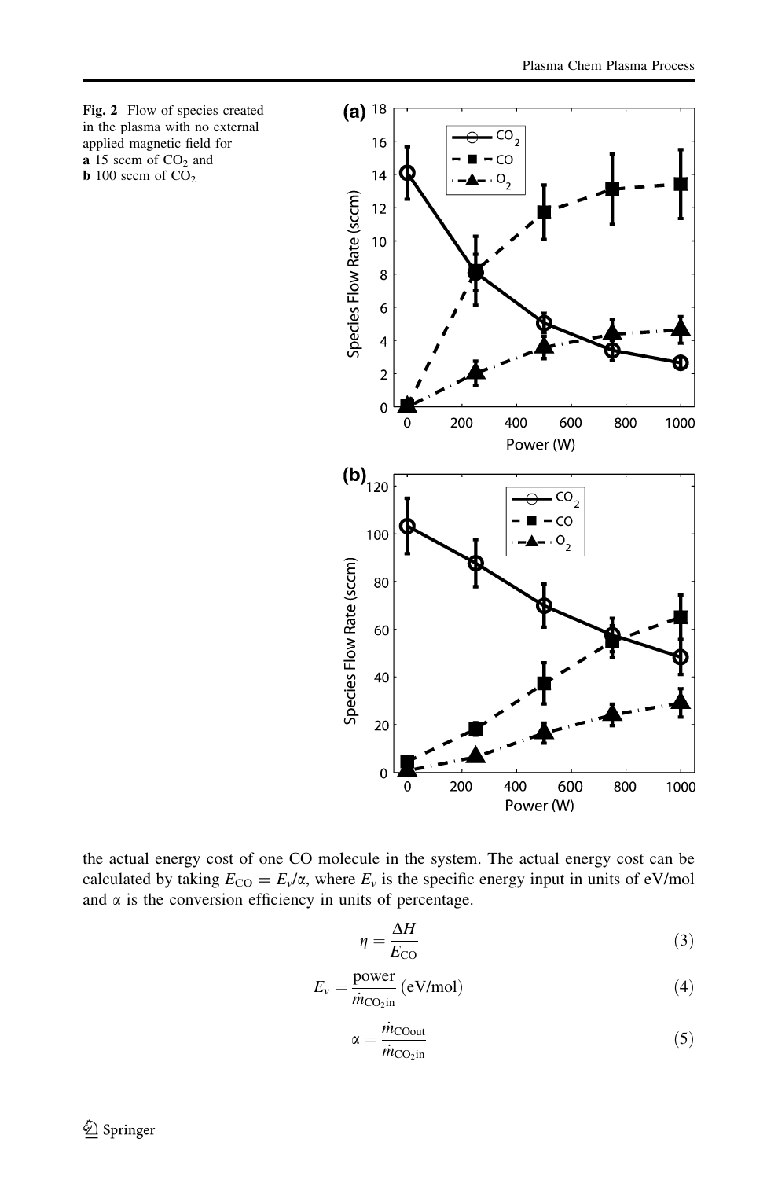Fig. 2 Flow of species created in the plasma with no external applied magnetic field for **a** 15 sccm of $CO_2$ and **b** 100 sccm of $CO_2$

the actual energy cost of one CO molecule in the system. The actual energy cost can be calculated by taking $E_{CO} = E_v/\alpha$, where $E_v$ is the specific energy input in units of eV/mol and $\alpha$ is the conversion efficiency in units of percentage.

$$\eta = \frac{\Delta H}{E_{CO}} \tag{3}$$

$$E_v = \frac{\text{power}}{\dot{m}_{CO_2\text{in}}} \text{(eV/mol)} \tag{4}$$

$$\alpha = \frac{\dot{m}_{CO\text{out}}}{\dot{m}_{CO_2\text{in}}} \tag{5}$$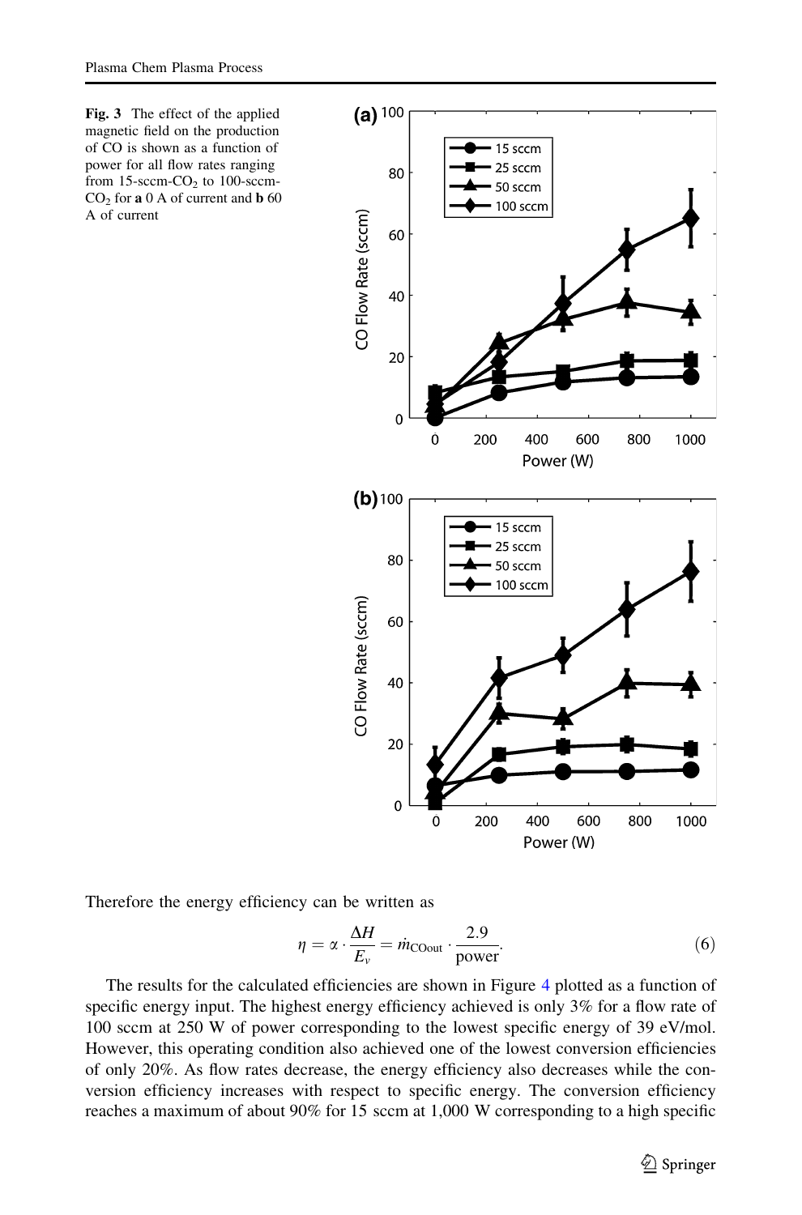**Fig. 3** The effect of the applied magnetic field on the production of CO is shown as a function of power for all flow rates ranging from 15-sccm-$CO_2$ to 100-sccm-$CO_2$ for **a** 0 A of current and **b** 60 A of current

Therefore the energy efficiency can be written as

$$\eta = \alpha \cdot \frac{\Delta H}{E_v} = \dot{m}_{\mathrm{COout}} \cdot \frac{2.9}{\mathrm{power}}. \tag{6}$$

The results for the calculated efficiencies are shown in Figure 4 plotted as a function of specific energy input. The highest energy efficiency achieved is only 3% for a flow rate of 100 sccm at 250 W of power corresponding to the lowest specific energy of 39 eV/mol. However, this operating condition also achieved one of the lowest conversion efficiencies of only 20%. As flow rates decrease, the energy efficiency also decreases while the conversion efficiency increases with respect to specific energy. The conversion efficiency reaches a maximum of about 90% for 15 sccm at 1,000 W corresponding to a high specific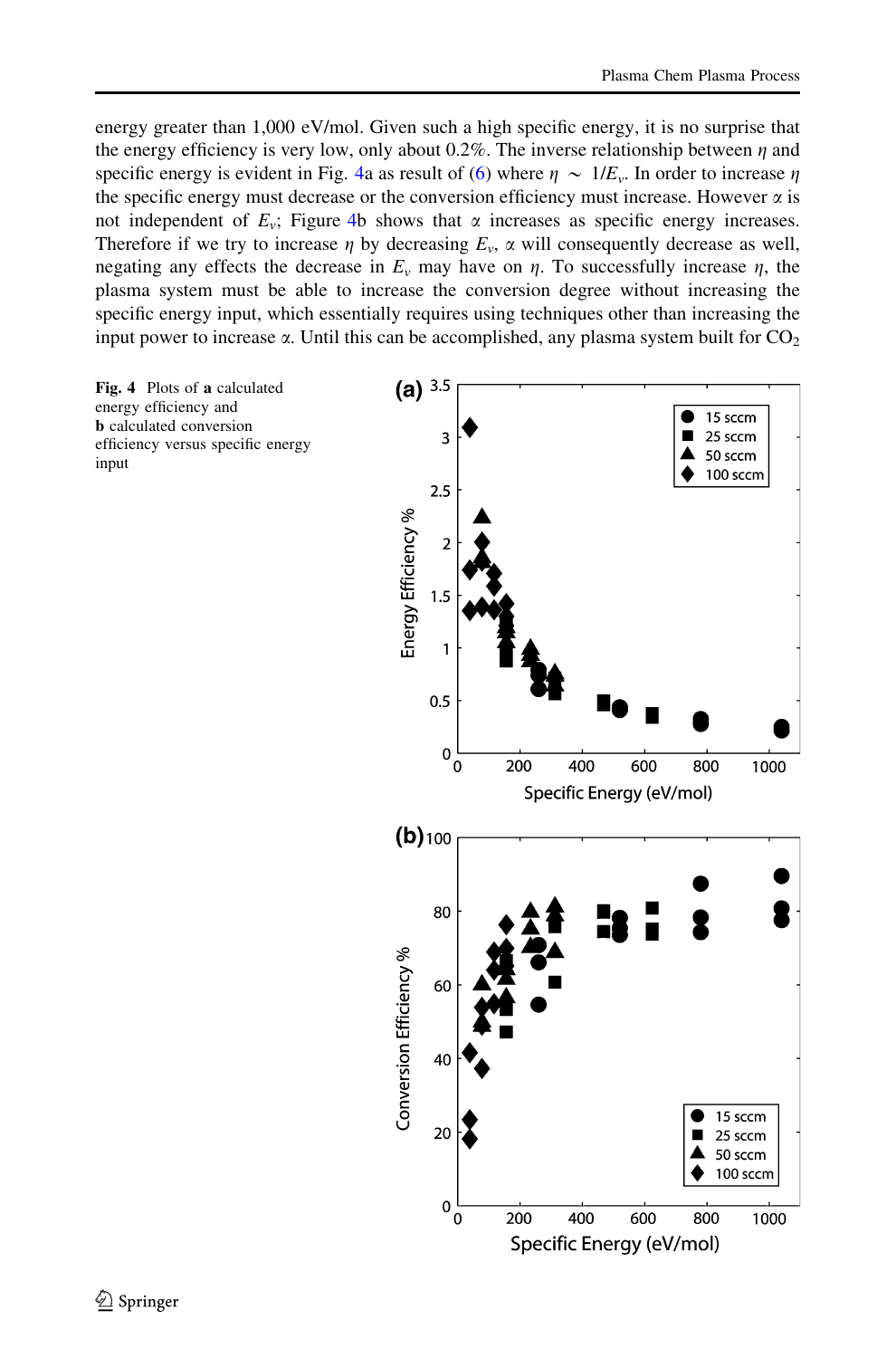energy greater than 1,000 eV/mol. Given such a high specific energy, it is no surprise that the energy efficiency is very low, only about 0.2%. The inverse relationship between $\eta$ and specific energy is evident in Fig. 4a as result of (6) where $\eta \sim 1/E_v$. In order to increase $\eta$ the specific energy must decrease or the conversion efficiency must increase. However $\alpha$ is not independent of $E_v$; Figure 4b shows that $\alpha$ increases as specific energy increases. Therefore if we try to increase $\eta$ by decreasing $E_v$, $\alpha$ will consequently decrease as well, negating any effects the decrease in $E_v$ may have on $\eta$. To successfully increase $\eta$, the plasma system must be able to increase the conversion degree without increasing the specific energy input, which essentially requires using techniques other than increasing the input power to increase $\alpha$. Until this can be accomplished, any plasma system built for $CO_2$

**Fig. 4** Plots of **a** calculated energy efficiency and **b** calculated conversion efficiency versus specific energy input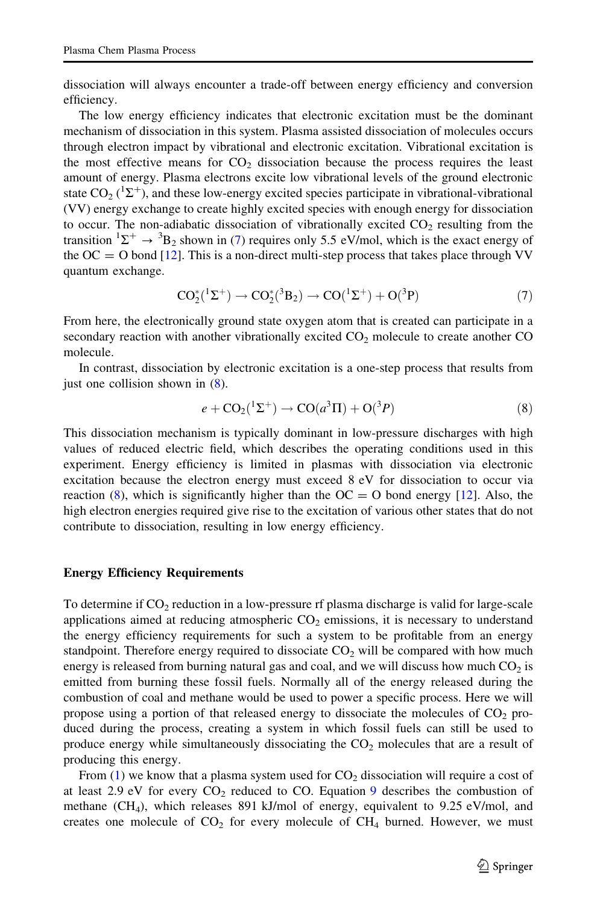dissociation will always encounter a trade-off between energy efficiency and conversion efficiency.

The low energy efficiency indicates that electronic excitation must be the dominant mechanism of dissociation in this system. Plasma assisted dissociation of molecules occurs through electron impact by vibrational and electronic excitation. Vibrational excitation is the most effective means for $CO_2$ dissociation because the process requires the least amount of energy. Plasma electrons excite low vibrational levels of the ground electronic state $CO_2$ ($^1\Sigma^+$), and these low-energy excited species participate in vibrational-vibrational (VV) energy exchange to create highly excited species with enough energy for dissociation to occur. The non-adiabatic dissociation of vibrationally excited $CO_2$ resulting from the transition $^1\Sigma^+ \rightarrow {}^3B_2$ shown in (7) requires only 5.5 eV/mol, which is the exact energy of the OC = O bond [12]. This is a non-direct multi-step process that takes place through VV quantum exchange.

$$CO_2^*(^1\Sigma^+) \rightarrow CO_2^*(^3B_2) \rightarrow CO(^1\Sigma^+) + O(^3P) \tag{7}$$

From here, the electronically ground state oxygen atom that is created can participate in a secondary reaction with another vibrationally excited $CO_2$ molecule to create another CO molecule.

In contrast, dissociation by electronic excitation is a one-step process that results from just one collision shown in (8).

$$e + CO_2(^1\Sigma^+) \rightarrow CO(a^3\Pi) + O(^3P) \tag{8}$$

This dissociation mechanism is typically dominant in low-pressure discharges with high values of reduced electric field, which describes the operating conditions used in this experiment. Energy efficiency is limited in plasmas with dissociation via electronic excitation because the electron energy must exceed 8 eV for dissociation to occur via reaction (8), which is significantly higher than the OC = O bond energy [12]. Also, the high electron energies required give rise to the excitation of various other states that do not contribute to dissociation, resulting in low energy efficiency.

## Energy Efficiency Requirements

To determine if $CO_2$ reduction in a low-pressure rf plasma discharge is valid for large-scale applications aimed at reducing atmospheric $CO_2$ emissions, it is necessary to understand the energy efficiency requirements for such a system to be profitable from an energy standpoint. Therefore energy required to dissociate $CO_2$ will be compared with how much energy is released from burning natural gas and coal, and we will discuss how much $CO_2$ is emitted from burning these fossil fuels. Normally all of the energy released during the combustion of coal and methane would be used to power a specific process. Here we will propose using a portion of that released energy to dissociate the molecules of $CO_2$ produced during the process, creating a system in which fossil fuels can still be used to produce energy while simultaneously dissociating the $CO_2$ molecules that are a result of producing this energy.

From (1) we know that a plasma system used for $CO_2$ dissociation will require a cost of at least 2.9 eV for every $CO_2$ reduced to CO. Equation 9 describes the combustion of methane ($CH_4$), which releases 891 kJ/mol of energy, equivalent to 9.25 eV/mol, and creates one molecule of $CO_2$ for every molecule of $CH_4$ burned. However, we must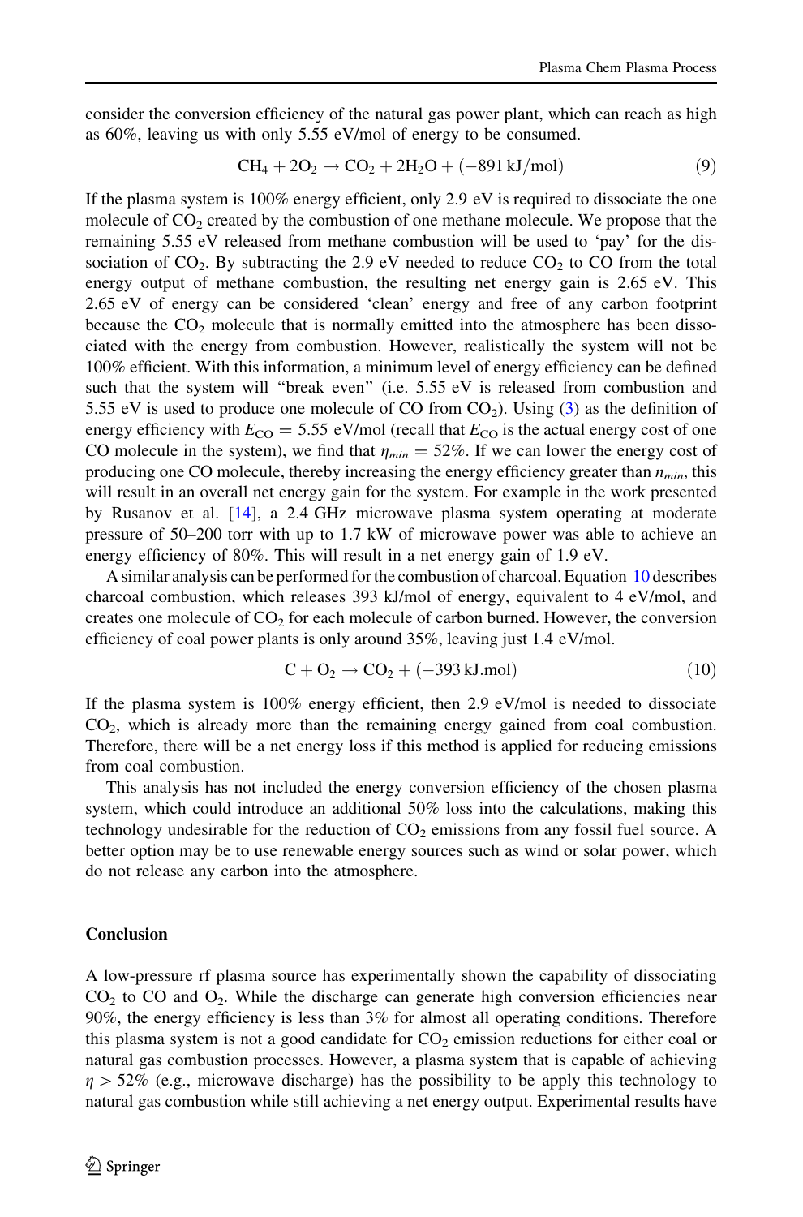consider the conversion efficiency of the natural gas power plant, which can reach as high as 60%, leaving us with only 5.55 eV/mol of energy to be consumed.

$$CH_4 + 2O_2 \rightarrow CO_2 + 2H_2O + (-891\ \text{kJ/mol}) \tag{9}$$

If the plasma system is 100% energy efficient, only 2.9 eV is required to dissociate the one molecule of $CO_2$ created by the combustion of one methane molecule. We propose that the remaining 5.55 eV released from methane combustion will be used to 'pay' for the dissociation of $CO_2$. By subtracting the 2.9 eV needed to reduce $CO_2$ to CO from the total energy output of methane combustion, the resulting net energy gain is 2.65 eV. This 2.65 eV of energy can be considered 'clean' energy and free of any carbon footprint because the $CO_2$ molecule that is normally emitted into the atmosphere has been dissociated with the energy from combustion. However, realistically the system will not be 100% efficient. With this information, a minimum level of energy efficiency can be defined such that the system will "break even" (i.e. 5.55 eV is released from combustion and 5.55 eV is used to produce one molecule of CO from $CO_2$). Using (3) as the definition of energy efficiency with $E_{CO} = 5.55$ eV/mol (recall that $E_{CO}$ is the actual energy cost of one CO molecule in the system), we find that $\eta_{min} = 52\%$. If we can lower the energy cost of producing one CO molecule, thereby increasing the energy efficiency greater than $n_{min}$, this will result in an overall net energy gain for the system. For example in the work presented by Rusanov et al. [14], a 2.4 GHz microwave plasma system operating at moderate pressure of 50–200 torr with up to 1.7 kW of microwave power was able to achieve an energy efficiency of 80%. This will result in a net energy gain of 1.9 eV.

A similar analysis can be performed for the combustion of charcoal. Equation 10 describes charcoal combustion, which releases 393 kJ/mol of energy, equivalent to 4 eV/mol, and creates one molecule of $CO_2$ for each molecule of carbon burned. However, the conversion efficiency of coal power plants is only around 35%, leaving just 1.4 eV/mol.

$$C + O_2 \rightarrow CO_2 + (-393\ \text{kJ.mol}) \tag{10}$$

If the plasma system is 100% energy efficient, then 2.9 eV/mol is needed to dissociate $CO_2$, which is already more than the remaining energy gained from coal combustion. Therefore, there will be a net energy loss if this method is applied for reducing emissions from coal combustion.

This analysis has not included the energy conversion efficiency of the chosen plasma system, which could introduce an additional 50% loss into the calculations, making this technology undesirable for the reduction of $CO_2$ emissions from any fossil fuel source. A better option may be to use renewable energy sources such as wind or solar power, which do not release any carbon into the atmosphere.

## Conclusion

A low-pressure rf plasma source has experimentally shown the capability of dissociating $CO_2$ to CO and $O_2$. While the discharge can generate high conversion efficiencies near 90%, the energy efficiency is less than 3% for almost all operating conditions. Therefore this plasma system is not a good candidate for $CO_2$ emission reductions for either coal or natural gas combustion processes. However, a plasma system that is capable of achieving $\eta > 52\%$ (e.g., microwave discharge) has the possibility to be apply this technology to natural gas combustion while still achieving a net energy output. Experimental results have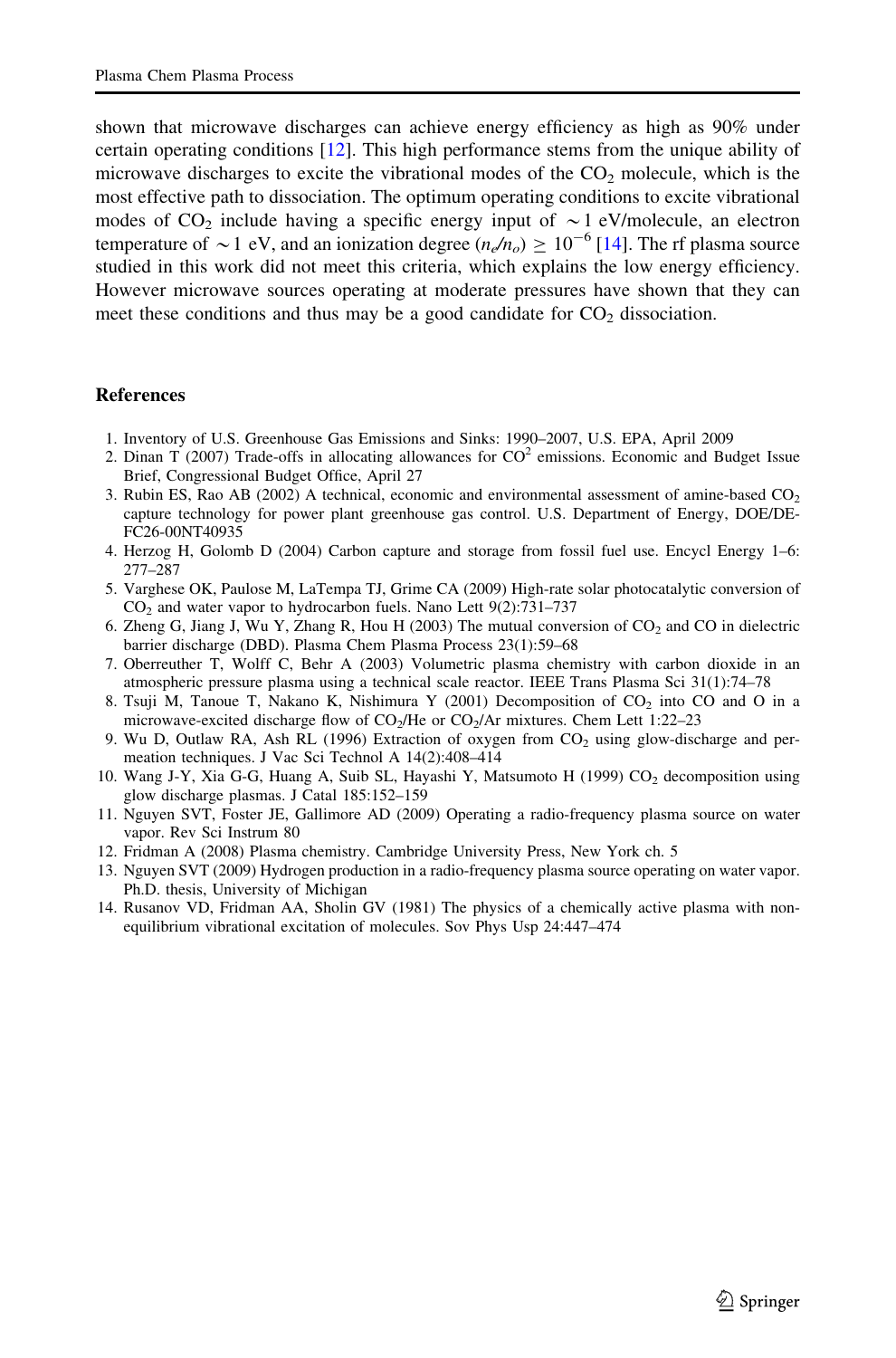shown that microwave discharges can achieve energy efficiency as high as 90% under certain operating conditions [12]. This high performance stems from the unique ability of microwave discharges to excite the vibrational modes of the $CO_2$ molecule, which is the most effective path to dissociation. The optimum operating conditions to excite vibrational modes of $CO_2$ include having a specific energy input of $\sim$1 eV/molecule, an electron temperature of $\sim$1 eV, and an ionization degree $(n_e/n_o) \geq 10^{-6}$ [14]. The rf plasma source studied in this work did not meet this criteria, which explains the low energy efficiency. However microwave sources operating at moderate pressures have shown that they can meet these conditions and thus may be a good candidate for $CO_2$ dissociation.

## References

1. Inventory of U.S. Greenhouse Gas Emissions and Sinks: 1990–2007, U.S. EPA, April 2009
2. Dinan T (2007) Trade-offs in allocating allowances for $CO^2$ emissions. Economic and Budget Issue Brief, Congressional Budget Office, April 27
3. Rubin ES, Rao AB (2002) A technical, economic and environmental assessment of amine-based $CO_2$ capture technology for power plant greenhouse gas control. U.S. Department of Energy, DOE/DE-FC26-00NT40935
4. Herzog H, Golomb D (2004) Carbon capture and storage from fossil fuel use. Encycl Energy 1–6: 277–287
5. Varghese OK, Paulose M, LaTempa TJ, Grime CA (2009) High-rate solar photocatalytic conversion of $CO_2$ and water vapor to hydrocarbon fuels. Nano Lett 9(2):731–737
6. Zheng G, Jiang J, Wu Y, Zhang R, Hou H (2003) The mutual conversion of $CO_2$ and CO in dielectric barrier discharge (DBD). Plasma Chem Plasma Process 23(1):59–68
7. Oberreuther T, Wolff C, Behr A (2003) Volumetric plasma chemistry with carbon dioxide in an atmospheric pressure plasma using a technical scale reactor. IEEE Trans Plasma Sci 31(1):74–78
8. Tsuji M, Tanoue T, Nakano K, Nishimura Y (2001) Decomposition of $CO_2$ into CO and O in a microwave-excited discharge flow of $CO_2$/He or $CO_2$/Ar mixtures. Chem Lett 1:22–23
9. Wu D, Outlaw RA, Ash RL (1996) Extraction of oxygen from $CO_2$ using glow-discharge and permeation techniques. J Vac Sci Technol A 14(2):408–414
10. Wang J-Y, Xia G-G, Huang A, Suib SL, Hayashi Y, Matsumoto H (1999) $CO_2$ decomposition using glow discharge plasmas. J Catal 185:152–159
11. Nguyen SVT, Foster JE, Gallimore AD (2009) Operating a radio-frequency plasma source on water vapor. Rev Sci Instrum 80
12. Fridman A (2008) Plasma chemistry. Cambridge University Press, New York ch. 5
13. Nguyen SVT (2009) Hydrogen production in a radio-frequency plasma source operating on water vapor. Ph.D. thesis, University of Michigan
14. Rusanov VD, Fridman AA, Sholin GV (1981) The physics of a chemically active plasma with non-equilibrium vibrational excitation of molecules. Sov Phys Usp 24:447–474